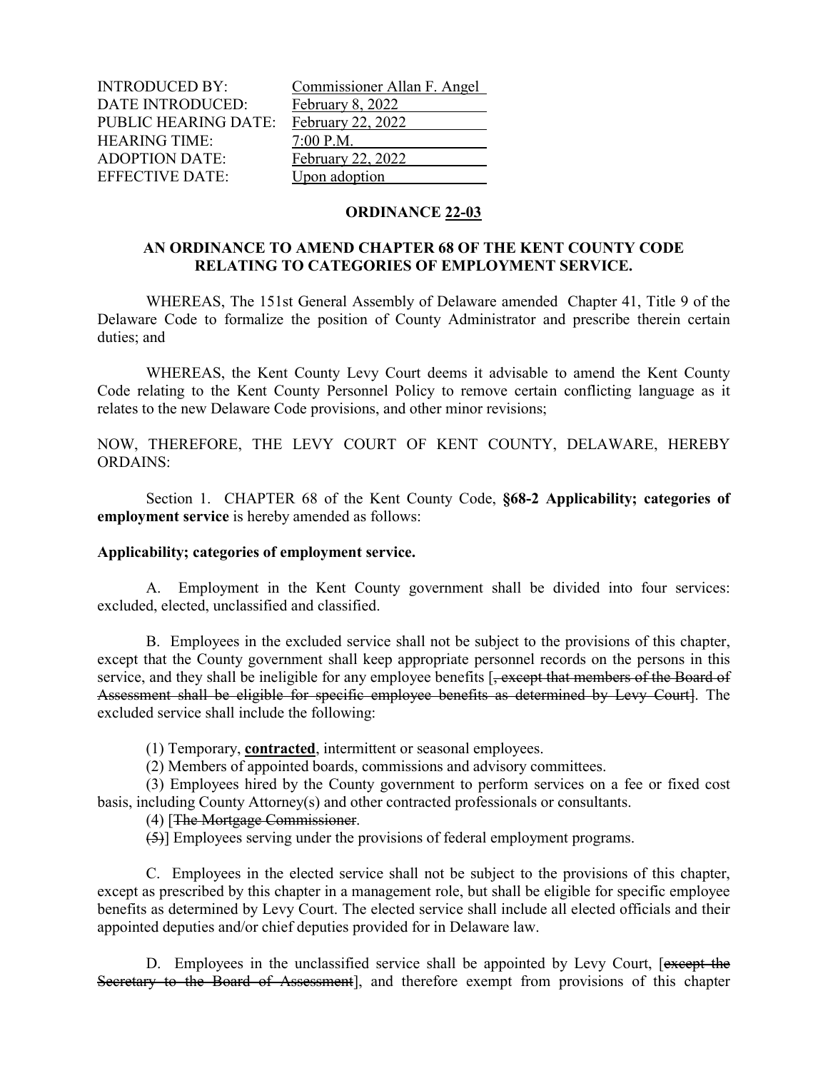| | |
|---|---|
| INTRODUCED BY: | Commissioner Allan F. Angel |
| DATE INTRODUCED: | February 8, 2022 |
| PUBLIC HEARING DATE: | February 22, 2022 |
| HEARING TIME: | 7:00 P.M. |
| ADOPTION DATE: | February 22, 2022 |
| EFFECTIVE DATE: | Upon adoption |

**ORDINANCE 22-03**

**AN ORDINANCE TO AMEND CHAPTER 68 OF THE KENT COUNTY CODE RELATING TO CATEGORIES OF EMPLOYMENT SERVICE.**

WHEREAS, The 151st General Assembly of Delaware amended Chapter 41, Title 9 of the Delaware Code to formalize the position of County Administrator and prescribe therein certain duties; and

WHEREAS, the Kent County Levy Court deems it advisable to amend the Kent County Code relating to the Kent County Personnel Policy to remove certain conflicting language as it relates to the new Delaware Code provisions, and other minor revisions;

NOW, THEREFORE, THE LEVY COURT OF KENT COUNTY, DELAWARE, HEREBY ORDAINS:

Section 1. CHAPTER 68 of the Kent County Code, **§68-2 Applicability; categories of employment service** is hereby amended as follows:

**Applicability; categories of employment service.**

A. Employment in the Kent County government shall be divided into four services: excluded, elected, unclassified and classified.

B. Employees in the excluded service shall not be subject to the provisions of this chapter, except that the County government shall keep appropriate personnel records on the persons in this service, and they shall be ineligible for any employee benefits [~~, except that members of the Board of Assessment shall be eligible for specific employee benefits as determined by Levy Court~~]. The excluded service shall include the following:

(1) Temporary, **contracted**, intermittent or seasonal employees.

(2) Members of appointed boards, commissions and advisory committees.

(3) Employees hired by the County government to perform services on a fee or fixed cost basis, including County Attorney(s) and other contracted professionals or consultants.

(4) [~~The Mortgage Commissioner.~~

~~(5)~~] Employees serving under the provisions of federal employment programs.

C. Employees in the elected service shall not be subject to the provisions of this chapter, except as prescribed by this chapter in a management role, but shall be eligible for specific employee benefits as determined by Levy Court. The elected service shall include all elected officials and their appointed deputies and/or chief deputies provided for in Delaware law.

D. Employees in the unclassified service shall be appointed by Levy Court, [~~except the Secretary to the Board of Assessment~~], and therefore exempt from provisions of this chapter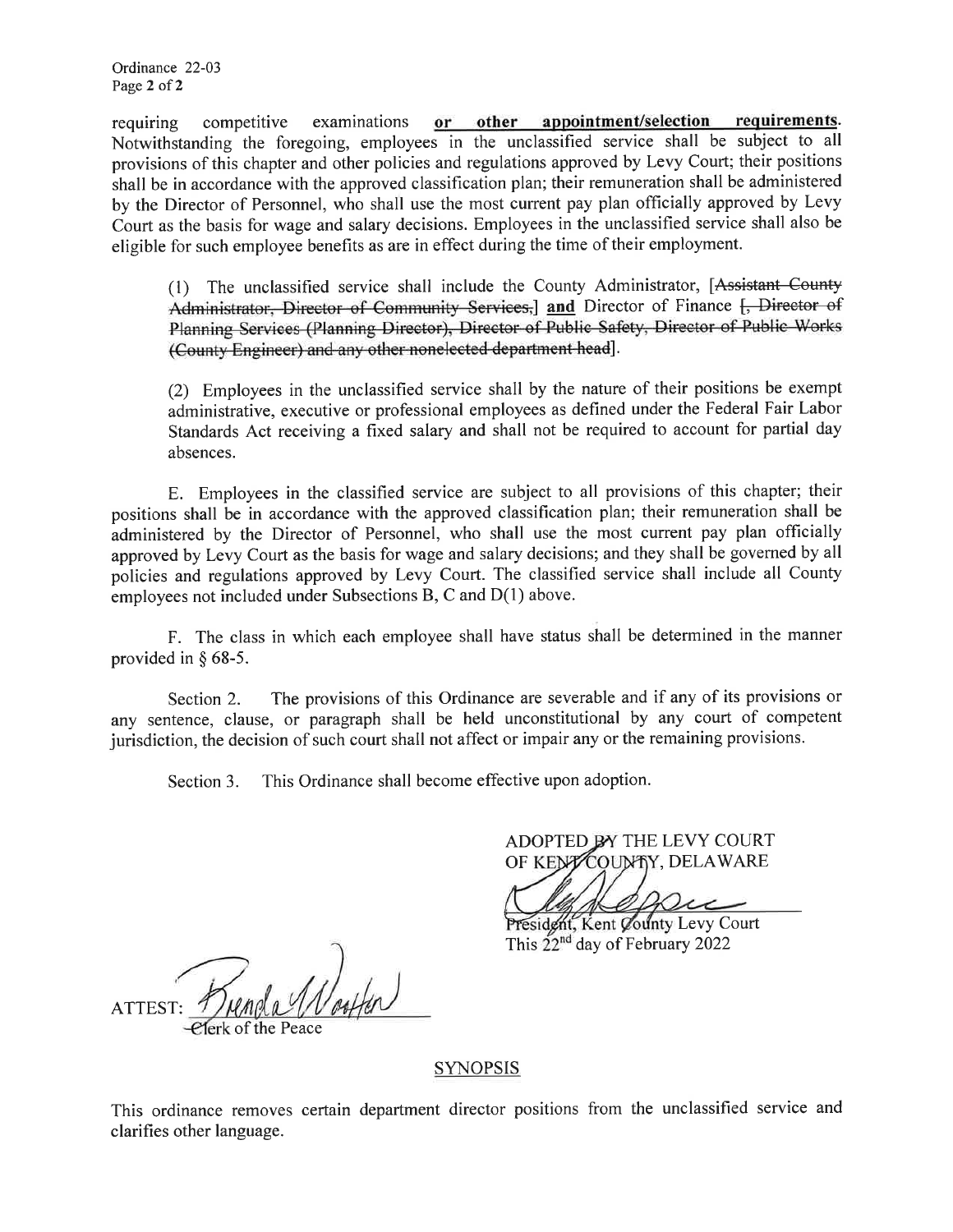requiring competitive examinations **or other appointment/selection requirements**. Notwithstanding the foregoing, employees in the unclassified service shall be subject to all provisions of this chapter and other policies and regulations approved by Levy Court; their positions shall be in accordance with the approved classification plan; their remuneration shall be administered by the Director of Personnel, who shall use the most current pay plan officially approved by Levy Court as the basis for wage and salary decisions. Employees in the unclassified service shall also be eligible for such employee benefits as are in effect during the time of their employment.

(1) The unclassified service shall include the County Administrator, [~~Assistant County Administrator, Director of Community Services,~~] **and** Director of Finance [~~, Director of Planning Services (Planning Director), Director of Public Safety, Director of Public Works (County Engineer) and any other nonelected department head~~].

(2) Employees in the unclassified service shall by the nature of their positions be exempt administrative, executive or professional employees as defined under the Federal Fair Labor Standards Act receiving a fixed salary and shall not be required to account for partial day absences.

E. Employees in the classified service are subject to all provisions of this chapter; their positions shall be in accordance with the approved classification plan; their remuneration shall be administered by the Director of Personnel, who shall use the most current pay plan officially approved by Levy Court as the basis for wage and salary decisions; and they shall be governed by all policies and regulations approved by Levy Court. The classified service shall include all County employees not included under Subsections B, C and D(1) above.

F. The class in which each employee shall have status shall be determined in the manner provided in § 68-5.

Section 2. The provisions of this Ordinance are severable and if any of its provisions or any sentence, clause, or paragraph shall be held unconstitutional by any court of competent jurisdiction, the decision of such court shall not affect or impair any or the remaining provisions.

Section 3. This Ordinance shall become effective upon adoption.

ADOPTED BY THE LEVY COURT OF KENT COUNTY, DELAWARE

President, Kent County Levy Court
This 22nd day of February 2022

ATTEST:
Clerk of the Peace

## SYNOPSIS

This ordinance removes certain department director positions from the unclassified service and clarifies other language.